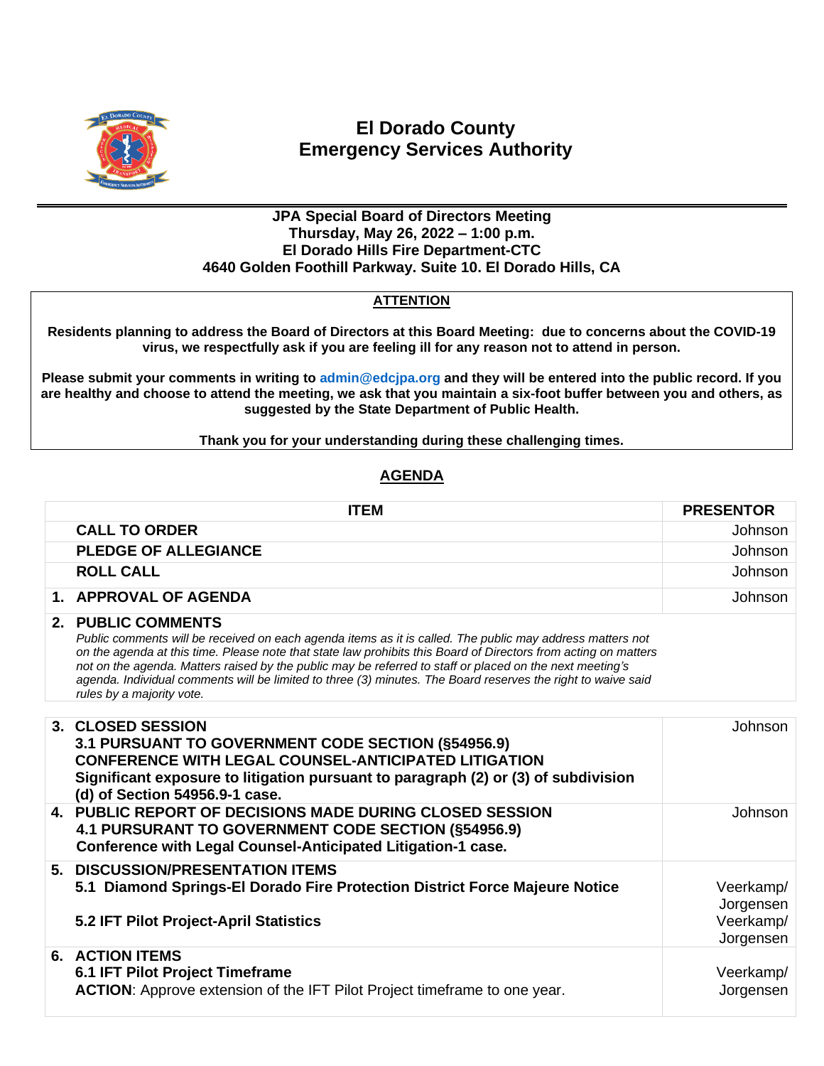# El Dorado County
# Emergency Services Authority

**JPA Special Board of Directors Meeting**
**Thursday, May 26, 2022 – 1:00 p.m.**
**El Dorado Hills Fire Department-CTC**
**4640 Golden Foothill Parkway. Suite 10. El Dorado Hills, CA**

**ATTENTION**

**Residents planning to address the Board of Directors at this Board Meeting: due to concerns about the COVID-19 virus, we respectfully ask if you are feeling ill for any reason not to attend in person.**

**Please submit your comments in writing to admin@edcjpa.org and they will be entered into the public record. If you are healthy and choose to attend the meeting, we ask that you maintain a six-foot buffer between you and others, as suggested by the State Department of Public Health.**

**Thank you for your understanding during these challenging times.**

## AGENDA

| ITEM | PRESENTOR |
|---|---|
| **CALL TO ORDER** | Johnson |
| **PLEDGE OF ALLEGIANCE** | Johnson |
| **ROLL CALL** | Johnson |
| **1. APPROVAL OF AGENDA** | Johnson |
| **2. PUBLIC COMMENTS**<br>*Public comments will be received on each agenda items as it is called. The public may address matters not on the agenda at this time. Please note that state law prohibits this Board of Directors from acting on matters not on the agenda. Matters raised by the public may be referred to staff or placed on the next meeting's agenda. Individual comments will be limited to three (3) minutes. The Board reserves the right to waive said rules by a majority vote.* | |
| **3. CLOSED SESSION**<br>**3.1 PURSUANT TO GOVERNMENT CODE SECTION (§54956.9) CONFERENCE WITH LEGAL COUNSEL-ANTICIPATED LITIGATION Significant exposure to litigation pursuant to paragraph (2) or (3) of subdivision (d) of Section 54956.9-1 case.** | Johnson |
| **4. PUBLIC REPORT OF DECISIONS MADE DURING CLOSED SESSION**<br>**4.1 PURSUANT TO GOVERNMENT CODE SECTION (§54956.9) Conference with Legal Counsel-Anticipated Litigation-1 case.** | Johnson |
| **5. DISCUSSION/PRESENTATION ITEMS**<br>**5.1 Diamond Springs-El Dorado Fire Protection District Force Majeure Notice** | Veerkamp/ Jorgensen |
| **5.2 IFT Pilot Project-April Statistics** | Veerkamp/ Jorgensen |
| **6. ACTION ITEMS**<br>**6.1 IFT Pilot Project Timeframe**<br>**ACTION**: Approve extension of the IFT Pilot Project timeframe to one year. | Veerkamp/ Jorgensen |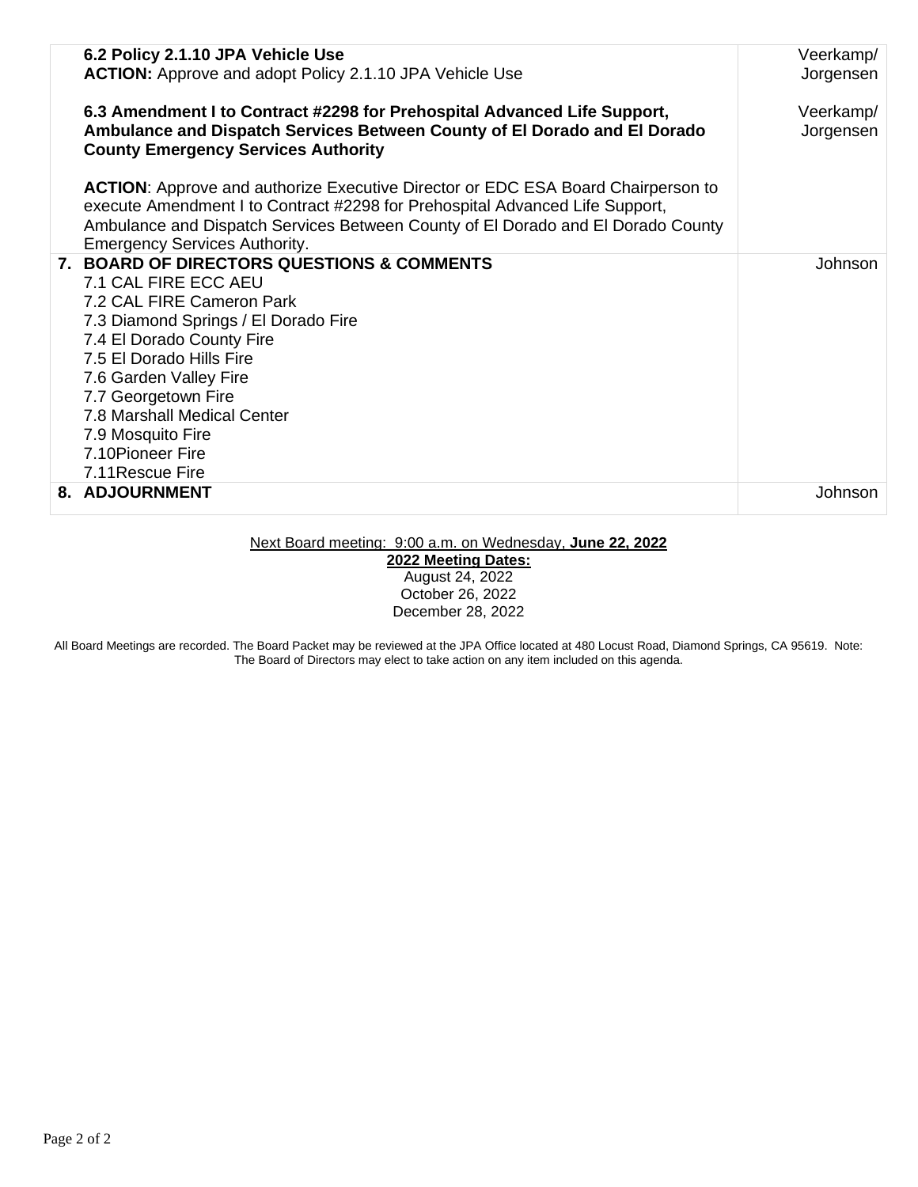| | |
|---|---|
| **6.2 Policy 2.1.10 JPA Vehicle Use**<br>**ACTION:** Approve and adopt Policy 2.1.10 JPA Vehicle Use | Veerkamp/ Jorgensen |
| **6.3 Amendment I to Contract #2298 for Prehospital Advanced Life Support, Ambulance and Dispatch Services Between County of El Dorado and El Dorado County Emergency Services Authority**<br><br>**ACTION**: Approve and authorize Executive Director or EDC ESA Board Chairperson to execute Amendment I to Contract #2298 for Prehospital Advanced Life Support, Ambulance and Dispatch Services Between County of El Dorado and El Dorado County Emergency Services Authority. | Veerkamp/ Jorgensen |
| **7. BOARD OF DIRECTORS QUESTIONS & COMMENTS**<br>7.1 CAL FIRE ECC AEU<br>7.2 CAL FIRE Cameron Park<br>7.3 Diamond Springs / El Dorado Fire<br>7.4 El Dorado County Fire<br>7.5 El Dorado Hills Fire<br>7.6 Garden Valley Fire<br>7.7 Georgetown Fire<br>7.8 Marshall Medical Center<br>7.9 Mosquito Fire<br>7.10Pioneer Fire<br>7.11Rescue Fire | Johnson |
| **8. ADJOURNMENT** | Johnson |

Next Board meeting: 9:00 a.m. on Wednesday, **June 22, 2022**

**2022 Meeting Dates:**

August 24, 2022

October 26, 2022

December 28, 2022

All Board Meetings are recorded. The Board Packet may be reviewed at the JPA Office located at 480 Locust Road, Diamond Springs, CA 95619. Note: The Board of Directors may elect to take action on any item included on this agenda.